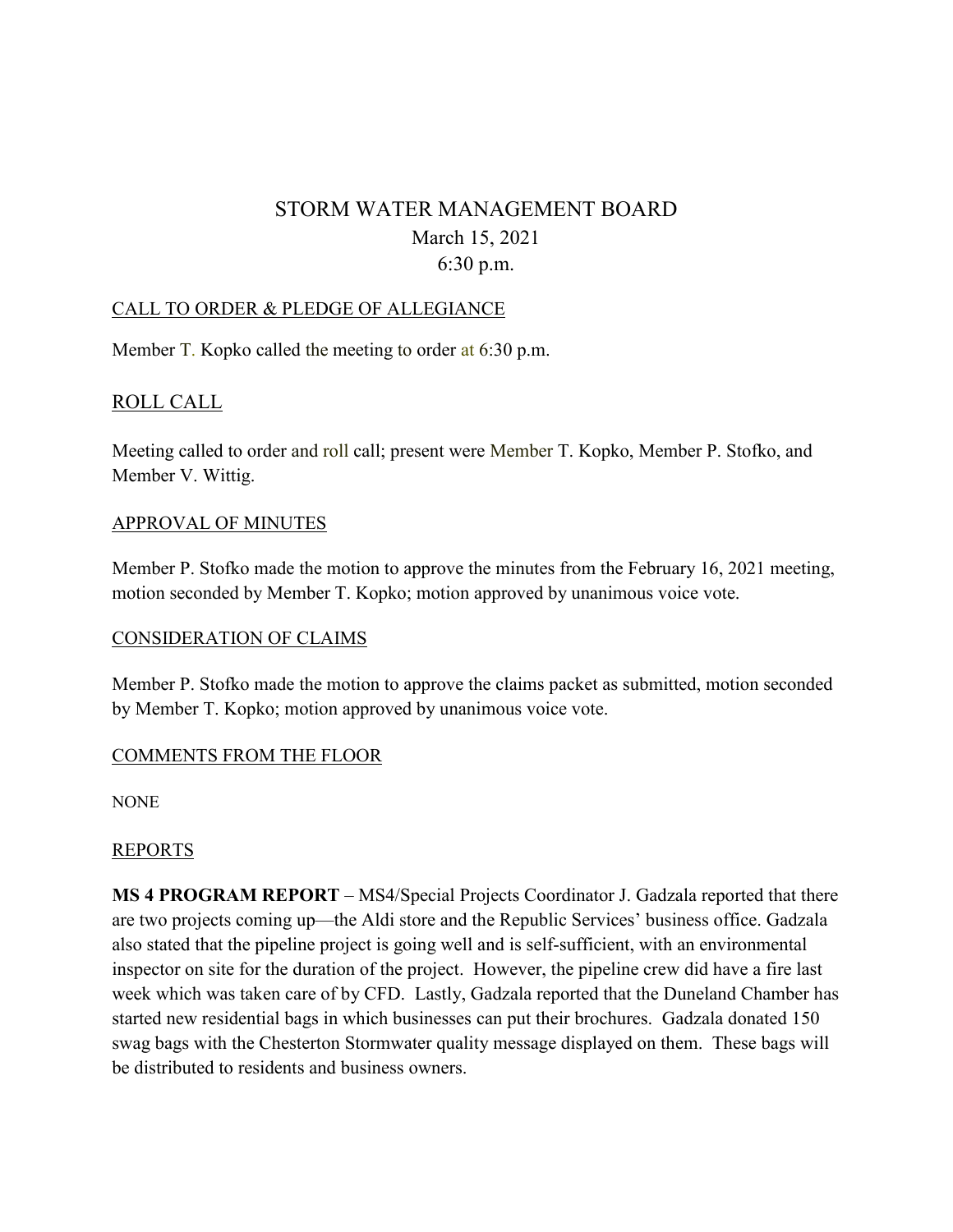# STORM WATER MANAGEMENT BOARD

March 15, 2021

6:30 p.m.

## CALL TO ORDER & PLEDGE OF ALLEGIANCE

Member T. Kopko called the meeting to order at 6:30 p.m.

## ROLL CALL

Meeting called to order and roll call; present were Member T. Kopko, Member P. Stofko, and Member V. Wittig.

## APPROVAL OF MINUTES

Member P. Stofko made the motion to approve the minutes from the February 16, 2021 meeting, motion seconded by Member T. Kopko; motion approved by unanimous voice vote.

## CONSIDERATION OF CLAIMS

Member P. Stofko made the motion to approve the claims packet as submitted, motion seconded by Member T. Kopko; motion approved by unanimous voice vote.

## COMMENTS FROM THE FLOOR

NONE

## REPORTS

**MS 4 PROGRAM REPORT** – MS4/Special Projects Coordinator J. Gadzala reported that there are two projects coming up—the Aldi store and the Republic Services' business office. Gadzala also stated that the pipeline project is going well and is self-sufficient, with an environmental inspector on site for the duration of the project. However, the pipeline crew did have a fire last week which was taken care of by CFD. Lastly, Gadzala reported that the Duneland Chamber has started new residential bags in which businesses can put their brochures. Gadzala donated 150 swag bags with the Chesterton Stormwater quality message displayed on them. These bags will be distributed to residents and business owners.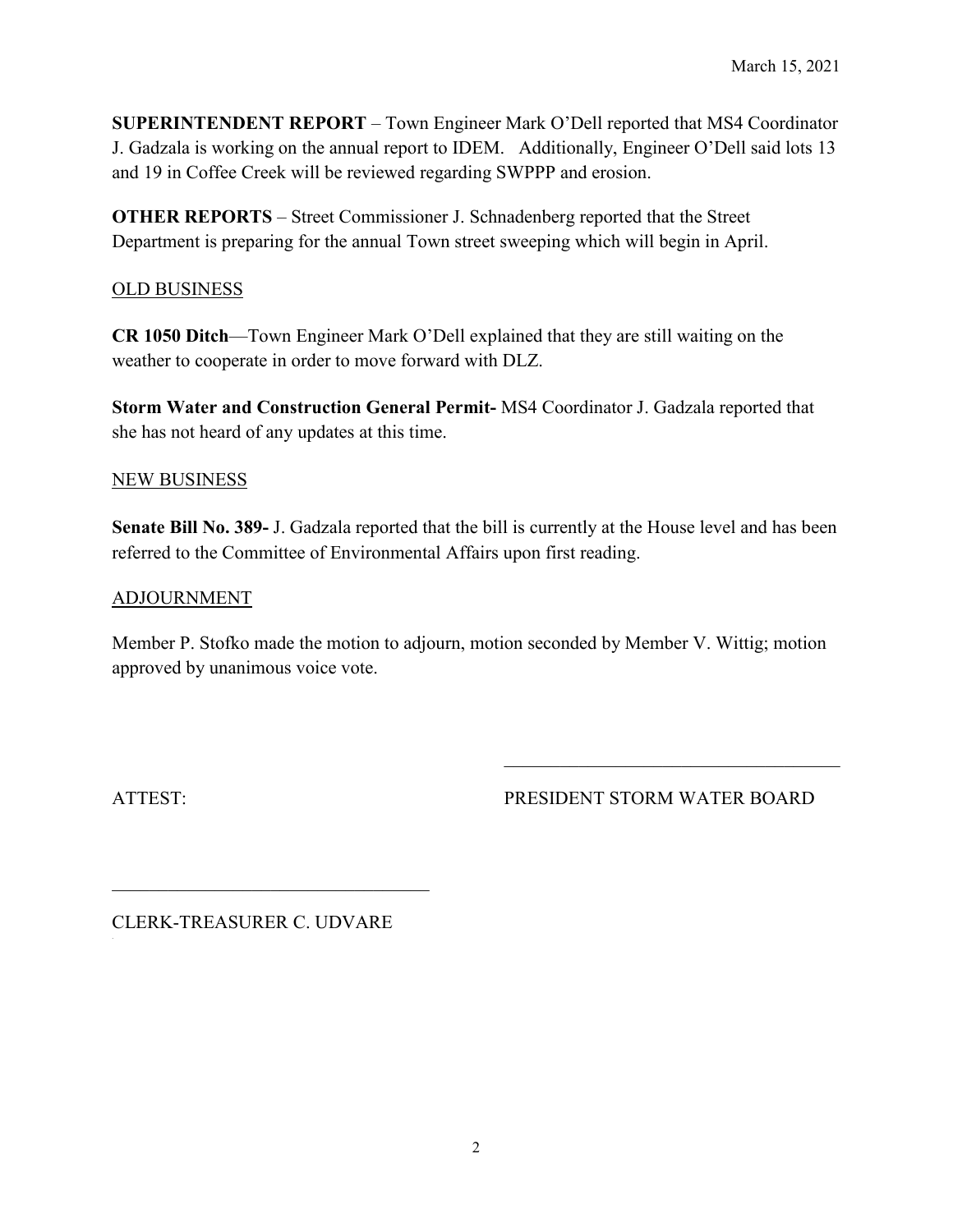March 15, 2021

**SUPERINTENDENT REPORT** – Town Engineer Mark O'Dell reported that MS4 Coordinator J. Gadzala is working on the annual report to IDEM. Additionally, Engineer O'Dell said lots 13 and 19 in Coffee Creek will be reviewed regarding SWPPP and erosion.

**OTHER REPORTS** – Street Commissioner J. Schnadenberg reported that the Street Department is preparing for the annual Town street sweeping which will begin in April.

OLD BUSINESS

**CR 1050 Ditch**—Town Engineer Mark O'Dell explained that they are still waiting on the weather to cooperate in order to move forward with DLZ.

**Storm Water and Construction General Permit-** MS4 Coordinator J. Gadzala reported that she has not heard of any updates at this time.

NEW BUSINESS

**Senate Bill No. 389-** J. Gadzala reported that the bill is currently at the House level and has been referred to the Committee of Environmental Affairs upon first reading.

ADJOURNMENT

Member P. Stofko made the motion to adjourn, motion seconded by Member V. Wittig; motion approved by unanimous voice vote.

\_\_\_\_\_\_\_\_\_\_\_\_\_\_\_\_\_\_\_\_\_\_\_\_\_\_\_\_\_\_\_\_\_\_\_\_\_

ATTEST: PRESIDENT STORM WATER BOARD

\_\_\_\_\_\_\_\_\_\_\_\_\_\_\_\_\_\_\_\_\_\_\_\_\_\_\_\_\_\_\_\_\_\_\_

CLERK-TREASURER C. UDVARE